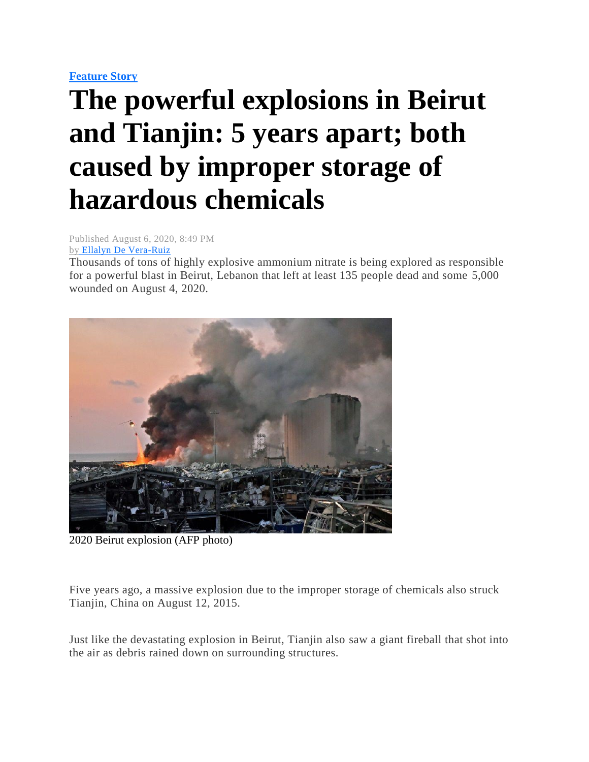**Feature Story**

# The powerful explosions in Beirut and Tianjin: 5 years apart; both caused by improper storage of hazardous chemicals

Published August 6, 2020, 8:49 PM
by Ellalyn De Vera-Ruiz

Thousands of tons of highly explosive ammonium nitrate is being explored as responsible for a powerful blast in Beirut, Lebanon that left at least 135 people dead and some 5,000 wounded on August 4, 2020.

2020 Beirut explosion (AFP photo)

Five years ago, a massive explosion due to the improper storage of chemicals also struck Tianjin, China on August 12, 2015.

Just like the devastating explosion in Beirut, Tianjin also saw a giant fireball that shot into the air as debris rained down on surrounding structures.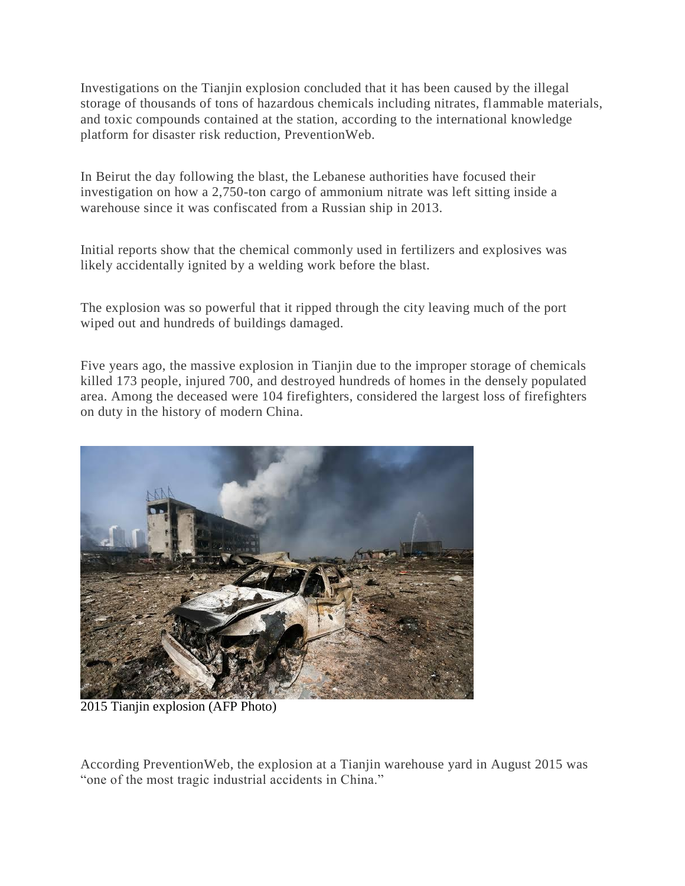Investigations on the Tianjin explosion concluded that it has been caused by the illegal storage of thousands of tons of hazardous chemicals including nitrates, flammable materials, and toxic compounds contained at the station, according to the international knowledge platform for disaster risk reduction, PreventionWeb.

In Beirut the day following the blast, the Lebanese authorities have focused their investigation on how a 2,750-ton cargo of ammonium nitrate was left sitting inside a warehouse since it was confiscated from a Russian ship in 2013.

Initial reports show that the chemical commonly used in fertilizers and explosives was likely accidentally ignited by a welding work before the blast.

The explosion was so powerful that it ripped through the city leaving much of the port wiped out and hundreds of buildings damaged.

Five years ago, the massive explosion in Tianjin due to the improper storage of chemicals killed 173 people, injured 700, and destroyed hundreds of homes in the densely populated area. Among the deceased were 104 firefighters, considered the largest loss of firefighters on duty in the history of modern China.

2015 Tianjin explosion (AFP Photo)

According PreventionWeb, the explosion at a Tianjin warehouse yard in August 2015 was "one of the most tragic industrial accidents in China."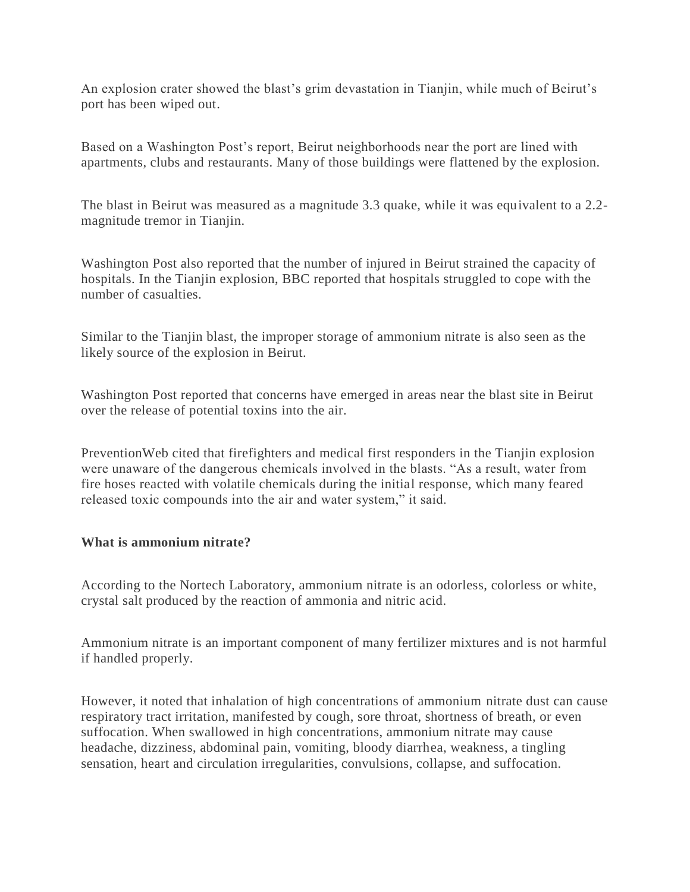An explosion crater showed the blast's grim devastation in Tianjin, while much of Beirut's port has been wiped out.

Based on a Washington Post's report, Beirut neighborhoods near the port are lined with apartments, clubs and restaurants. Many of those buildings were flattened by the explosion.

The blast in Beirut was measured as a magnitude 3.3 quake, while it was equivalent to a 2.2-magnitude tremor in Tianjin.

Washington Post also reported that the number of injured in Beirut strained the capacity of hospitals. In the Tianjin explosion, BBC reported that hospitals struggled to cope with the number of casualties.

Similar to the Tianjin blast, the improper storage of ammonium nitrate is also seen as the likely source of the explosion in Beirut.

Washington Post reported that concerns have emerged in areas near the blast site in Beirut over the release of potential toxins into the air.

PreventionWeb cited that firefighters and medical first responders in the Tianjin explosion were unaware of the dangerous chemicals involved in the blasts. "As a result, water from fire hoses reacted with volatile chemicals during the initial response, which many feared released toxic compounds into the air and water system," it said.

**What is ammonium nitrate?**

According to the Nortech Laboratory, ammonium nitrate is an odorless, colorless or white, crystal salt produced by the reaction of ammonia and nitric acid.

Ammonium nitrate is an important component of many fertilizer mixtures and is not harmful if handled properly.

However, it noted that inhalation of high concentrations of ammonium nitrate dust can cause respiratory tract irritation, manifested by cough, sore throat, shortness of breath, or even suffocation. When swallowed in high concentrations, ammonium nitrate may cause headache, dizziness, abdominal pain, vomiting, bloody diarrhea, weakness, a tingling sensation, heart and circulation irregularities, convulsions, collapse, and suffocation.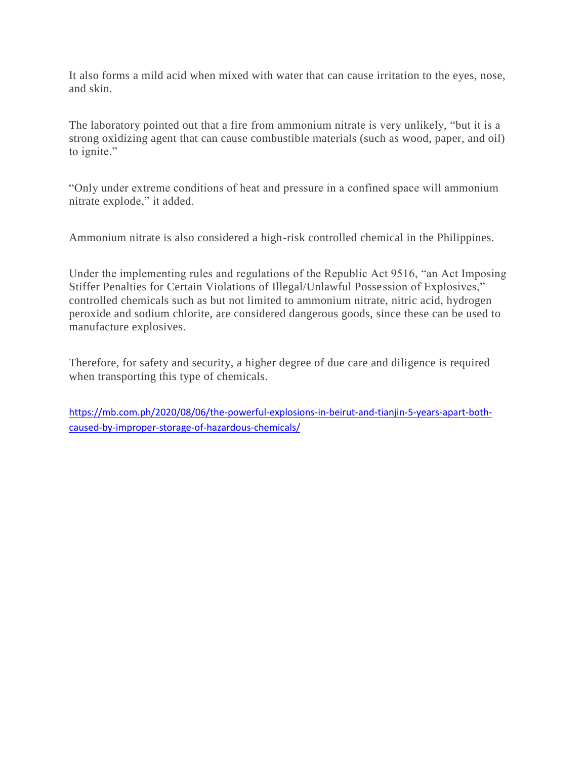It also forms a mild acid when mixed with water that can cause irritation to the eyes, nose, and skin.

The laboratory pointed out that a fire from ammonium nitrate is very unlikely, "but it is a strong oxidizing agent that can cause combustible materials (such as wood, paper, and oil) to ignite."

"Only under extreme conditions of heat and pressure in a confined space will ammonium nitrate explode," it added.

Ammonium nitrate is also considered a high-risk controlled chemical in the Philippines.

Under the implementing rules and regulations of the Republic Act 9516, "an Act Imposing Stiffer Penalties for Certain Violations of Illegal/Unlawful Possession of Explosives," controlled chemicals such as but not limited to ammonium nitrate, nitric acid, hydrogen peroxide and sodium chlorite, are considered dangerous goods, since these can be used to manufacture explosives.

Therefore, for safety and security, a higher degree of due care and diligence is required when transporting this type of chemicals.

https://mb.com.ph/2020/08/06/the-powerful-explosions-in-beirut-and-tianjin-5-years-apart-both-caused-by-improper-storage-of-hazardous-chemicals/